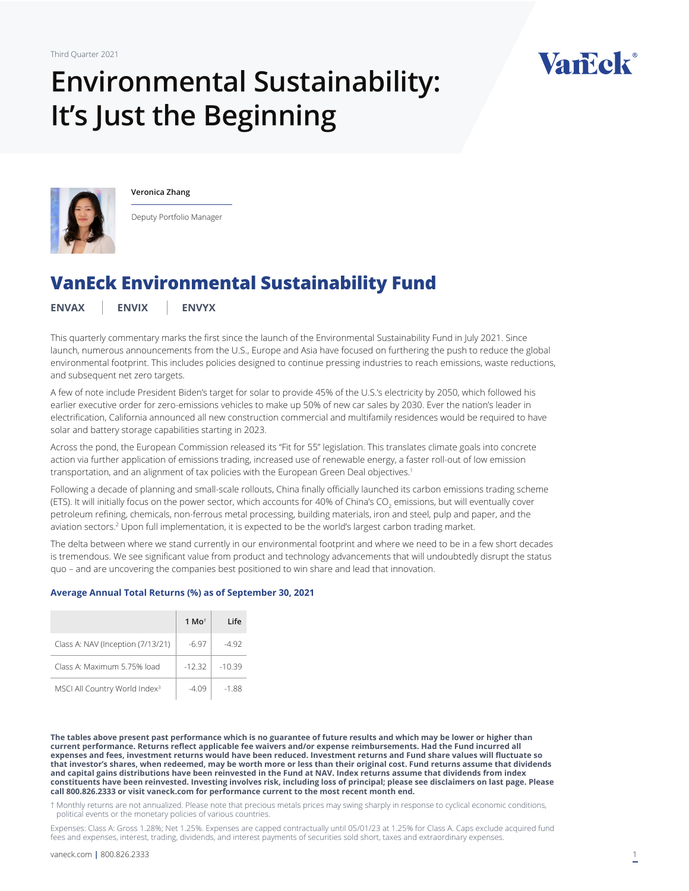Third Quarter 2021

# Environmental Sustainability: It's Just the Beginning

**Veronica Zhang**

Deputy Portfolio Manager

## VanEck Environmental Sustainability Fund

**ENVAX** | **ENVIX** | **ENVYX**

This quarterly commentary marks the first since the launch of the Environmental Sustainability Fund in July 2021. Since launch, numerous announcements from the U.S., Europe and Asia have focused on furthering the push to reduce the global environmental footprint. This includes policies designed to continue pressing industries to reach emissions, waste reductions, and subsequent net zero targets.

A few of note include President Biden's target for solar to provide 45% of the U.S.'s electricity by 2050, which followed his earlier executive order for zero-emissions vehicles to make up 50% of new car sales by 2030. Ever the nation's leader in electrification, California announced all new construction commercial and multifamily residences would be required to have solar and battery storage capabilities starting in 2023.

Across the pond, the European Commission released its "Fit for 55" legislation. This translates climate goals into concrete action via further application of emissions trading, increased use of renewable energy, a faster roll-out of low emission transportation, and an alignment of tax policies with the European Green Deal objectives.[1]

Following a decade of planning and small-scale rollouts, China finally officially launched its carbon emissions trading scheme (ETS). It will initially focus on the power sector, which accounts for 40% of China's $CO_2$ emissions, but will eventually cover petroleum refining, chemicals, non-ferrous metal processing, building materials, iron and steel, pulp and paper, and the aviation sectors.[2] Upon full implementation, it is expected to be the world's largest carbon trading market.

The delta between where we stand currently in our environmental footprint and where we need to be in a few short decades is tremendous. We see significant value from product and technology advancements that will undoubtedly disrupt the status quo – and are uncovering the companies best positioned to win share and lead that innovation.

### Average Annual Total Returns (%) as of September 30, 2021

| | 1 Mo† | Life |
|---|---|---|
| Class A: NAV (Inception (7/13/21) | -6.97 | -4.92 |
| Class A: Maximum 5.75% load | -12.32 | -10.39 |
| MSCI All Country World Index[3] | -4.09 | -1.88 |

**The tables above present past performance which is no guarantee of future results and which may be lower or higher than current performance. Returns reflect applicable fee waivers and/or expense reimbursements. Had the Fund incurred all expenses and fees, investment returns would have been reduced. Investment returns and Fund share values will fluctuate so that investor's shares, when redeemed, may be worth more or less than their original cost. Fund returns assume that dividends and capital gains distributions have been reinvested in the Fund at NAV. Index returns assume that dividends from index constituents have been reinvested. Investing involves risk, including loss of principal; please see disclaimers on last page. Please call 800.826.2333 or visit vaneck.com for performance current to the most recent month end.**

† Monthly returns are not annualized. Please note that precious metals prices may swing sharply in response to cyclical economic conditions, political events or the monetary policies of various countries.

Expenses: Class A: Gross 1.28%; Net 1.25%. Expenses are capped contractually until 05/01/23 at 1.25% for Class A. Caps exclude acquired fund fees and expenses, interest, trading, dividends, and interest payments of securities sold short, taxes and extraordinary expenses.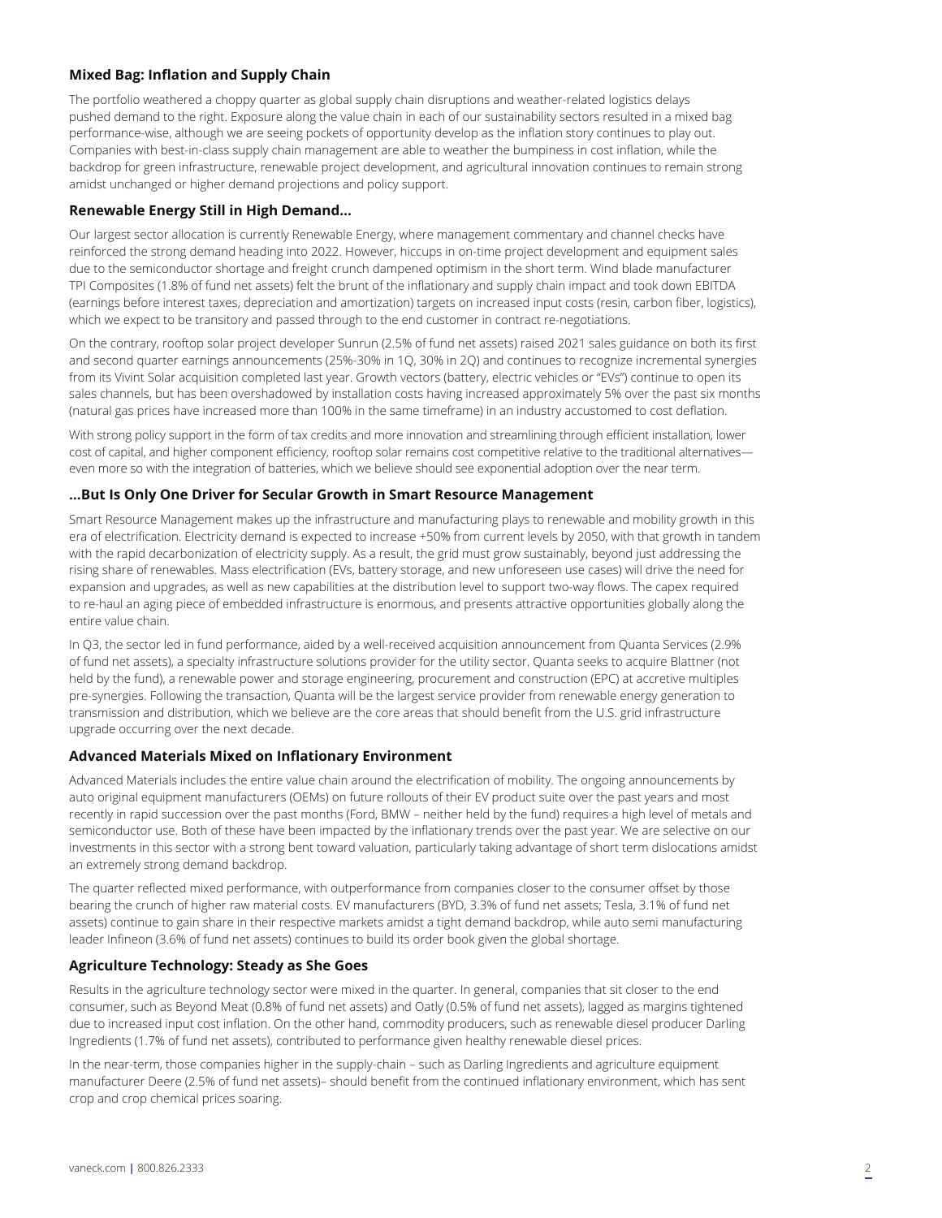### Mixed Bag: Inflation and Supply Chain

The portfolio weathered a choppy quarter as global supply chain disruptions and weather-related logistics delays pushed demand to the right. Exposure along the value chain in each of our sustainability sectors resulted in a mixed bag performance-wise, although we are seeing pockets of opportunity develop as the inflation story continues to play out. Companies with best-in-class supply chain management are able to weather the bumpiness in cost inflation, while the backdrop for green infrastructure, renewable project development, and agricultural innovation continues to remain strong amidst unchanged or higher demand projections and policy support.

### Renewable Energy Still in High Demand…

Our largest sector allocation is currently Renewable Energy, where management commentary and channel checks have reinforced the strong demand heading into 2022. However, hiccups in on-time project development and equipment sales due to the semiconductor shortage and freight crunch dampened optimism in the short term. Wind blade manufacturer TPI Composites (1.8% of fund net assets) felt the brunt of the inflationary and supply chain impact and took down EBITDA (earnings before interest taxes, depreciation and amortization) targets on increased input costs (resin, carbon fiber, logistics), which we expect to be transitory and passed through to the end customer in contract re-negotiations.

On the contrary, rooftop solar project developer Sunrun (2.5% of fund net assets) raised 2021 sales guidance on both its first and second quarter earnings announcements (25%-30% in 1Q, 30% in 2Q) and continues to recognize incremental synergies from its Vivint Solar acquisition completed last year. Growth vectors (battery, electric vehicles or "EVs") continue to open its sales channels, but has been overshadowed by installation costs having increased approximately 5% over the past six months (natural gas prices have increased more than 100% in the same timeframe) in an industry accustomed to cost deflation.

With strong policy support in the form of tax credits and more innovation and streamlining through efficient installation, lower cost of capital, and higher component efficiency, rooftop solar remains cost competitive relative to the traditional alternatives—even more so with the integration of batteries, which we believe should see exponential adoption over the near term.

### …But Is Only One Driver for Secular Growth in Smart Resource Management

Smart Resource Management makes up the infrastructure and manufacturing plays to renewable and mobility growth in this era of electrification. Electricity demand is expected to increase +50% from current levels by 2050, with that growth in tandem with the rapid decarbonization of electricity supply. As a result, the grid must grow sustainably, beyond just addressing the rising share of renewables. Mass electrification (EVs, battery storage, and new unforeseen use cases) will drive the need for expansion and upgrades, as well as new capabilities at the distribution level to support two-way flows. The capex required to re-haul an aging piece of embedded infrastructure is enormous, and presents attractive opportunities globally along the entire value chain.

In Q3, the sector led in fund performance, aided by a well-received acquisition announcement from Quanta Services (2.9% of fund net assets), a specialty infrastructure solutions provider for the utility sector. Quanta seeks to acquire Blattner (not held by the fund), a renewable power and storage engineering, procurement and construction (EPC) at accretive multiples pre-synergies. Following the transaction, Quanta will be the largest service provider from renewable energy generation to transmission and distribution, which we believe are the core areas that should benefit from the U.S. grid infrastructure upgrade occurring over the next decade.

### Advanced Materials Mixed on Inflationary Environment

Advanced Materials includes the entire value chain around the electrification of mobility. The ongoing announcements by auto original equipment manufacturers (OEMs) on future rollouts of their EV product suite over the past years and most recently in rapid succession over the past months (Ford, BMW – neither held by the fund) requires a high level of metals and semiconductor use. Both of these have been impacted by the inflationary trends over the past year. We are selective on our investments in this sector with a strong bent toward valuation, particularly taking advantage of short term dislocations amidst an extremely strong demand backdrop.

The quarter reflected mixed performance, with outperformance from companies closer to the consumer offset by those bearing the crunch of higher raw material costs. EV manufacturers (BYD, 3.3% of fund net assets; Tesla, 3.1% of fund net assets) continue to gain share in their respective markets amidst a tight demand backdrop, while auto semi manufacturing leader Infineon (3.6% of fund net assets) continues to build its order book given the global shortage.

### Agriculture Technology: Steady as She Goes

Results in the agriculture technology sector were mixed in the quarter. In general, companies that sit closer to the end consumer, such as Beyond Meat (0.8% of fund net assets) and Oatly (0.5% of fund net assets), lagged as margins tightened due to increased input cost inflation. On the other hand, commodity producers, such as renewable diesel producer Darling Ingredients (1.7% of fund net assets), contributed to performance given healthy renewable diesel prices.

In the near-term, those companies higher in the supply-chain – such as Darling Ingredients and agriculture equipment manufacturer Deere (2.5% of fund net assets)– should benefit from the continued inflationary environment, which has sent crop and crop chemical prices soaring.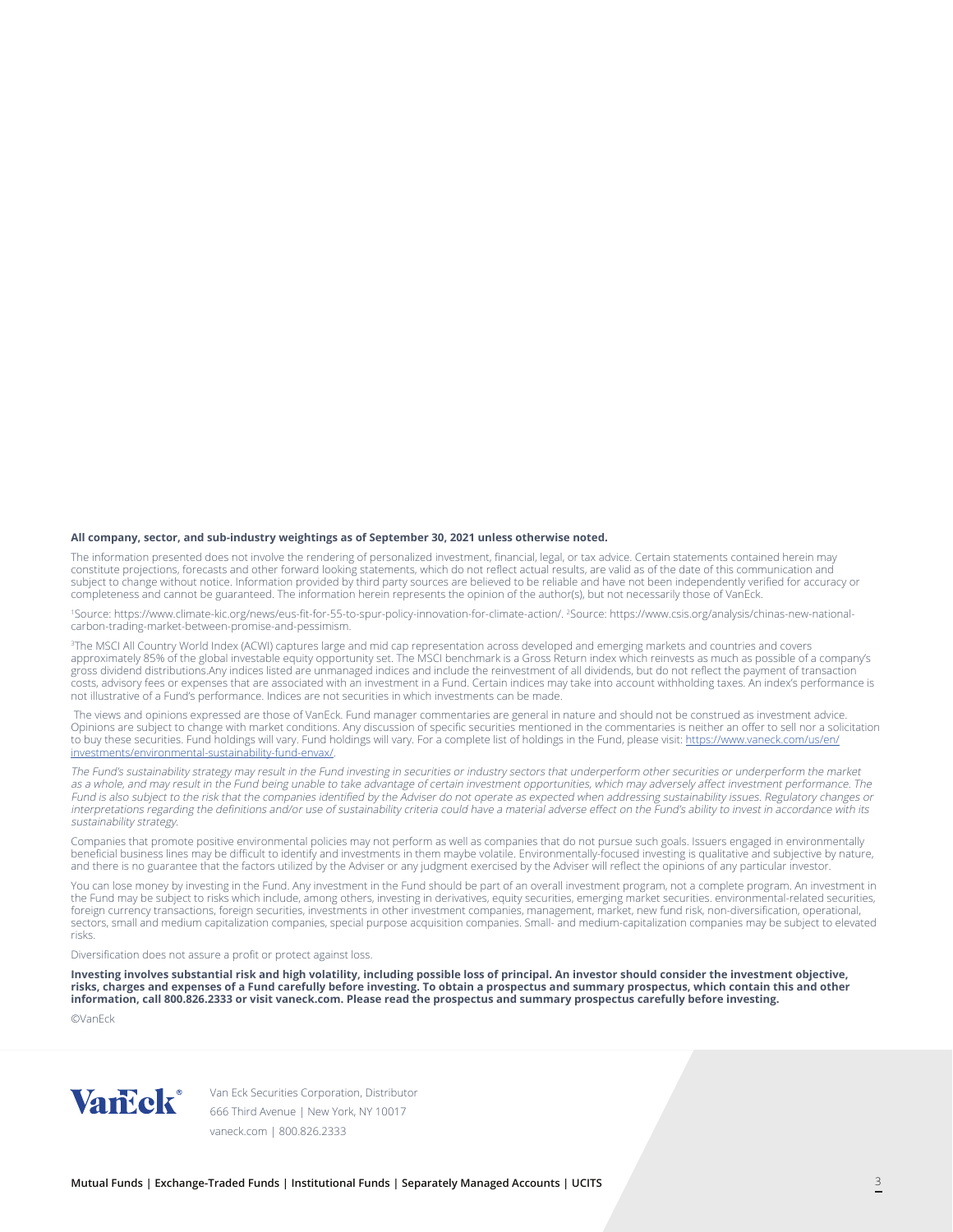**All company, sector, and sub-industry weightings as of September 30, 2021 unless otherwise noted.**

The information presented does not involve the rendering of personalized investment, financial, legal, or tax advice. Certain statements contained herein may constitute projections, forecasts and other forward looking statements, which do not reflect actual results, are valid as of the date of this communication and subject to change without notice. Information provided by third party sources are believed to be reliable and have not been independently verified for accuracy or completeness and cannot be guaranteed. The information herein represents the opinion of the author(s), but not necessarily those of VanEck.

[1]Source: https://www.climate-kic.org/news/eus-fit-for-55-to-spur-policy-innovation-for-climate-action/. [2]Source: https://www.csis.org/analysis/chinas-new-national-carbon-trading-market-between-promise-and-pessimism.

[3]The MSCI All Country World Index (ACWI) captures large and mid cap representation across developed and emerging markets and countries and covers approximately 85% of the global investable equity opportunity set. The MSCI benchmark is a Gross Return index which reinvests as much as possible of a company's gross dividend distributions.Any indices listed are unmanaged indices and include the reinvestment of all dividends, but do not reflect the payment of transaction costs, advisory fees or expenses that are associated with an investment in a Fund. Certain indices may take into account withholding taxes. An index's performance is not illustrative of a Fund's performance. Indices are not securities in which investments can be made.

The views and opinions expressed are those of VanEck. Fund manager commentaries are general in nature and should not be construed as investment advice. Opinions are subject to change with market conditions. Any discussion of specific securities mentioned in the commentaries is neither an offer to sell nor a solicitation to buy these securities. Fund holdings will vary. Fund holdings will vary. For a complete list of holdings in the Fund, please visit: https://www.vaneck.com/us/en/investments/environmental-sustainability-fund-envax/.

*The Fund's sustainability strategy may result in the Fund investing in securities or industry sectors that underperform other securities or underperform the market as a whole, and may result in the Fund being unable to take advantage of certain investment opportunities, which may adversely affect investment performance. The Fund is also subject to the risk that the companies identified by the Adviser do not operate as expected when addressing sustainability issues. Regulatory changes or interpretations regarding the definitions and/or use of sustainability criteria could have a material adverse effect on the Fund's ability to invest in accordance with its sustainability strategy.*

Companies that promote positive environmental policies may not perform as well as companies that do not pursue such goals. Issuers engaged in environmentally beneficial business lines may be difficult to identify and investments in them maybe volatile. Environmentally-focused investing is qualitative and subjective by nature, and there is no guarantee that the factors utilized by the Adviser or any judgment exercised by the Adviser will reflect the opinions of any particular investor.

You can lose money by investing in the Fund. Any investment in the Fund should be part of an overall investment program, not a complete program. An investment in the Fund may be subject to risks which include, among others, investing in derivatives, equity securities, emerging market securities. environmental-related securities, foreign currency transactions, foreign securities, investments in other investment companies, management, market, new fund risk, non-diversification, operational, sectors, small and medium capitalization companies, special purpose acquisition companies. Small- and medium-capitalization companies may be subject to elevated risks.

Diversification does not assure a profit or protect against loss.

**Investing involves substantial risk and high volatility, including possible loss of principal. An investor should consider the investment objective, risks, charges and expenses of a Fund carefully before investing. To obtain a prospectus and summary prospectus, which contain this and other information, call 800.826.2333 or visit vaneck.com. Please read the prospectus and summary prospectus carefully before investing.**

©VanEck

VanEck®

Van Eck Securities Corporation, Distributor
666 Third Avenue | New York, NY 10017
vaneck.com | 800.826.2333

**Mutual Funds | Exchange-Traded Funds | Institutional Funds | Separately Managed Accounts | UCITS**